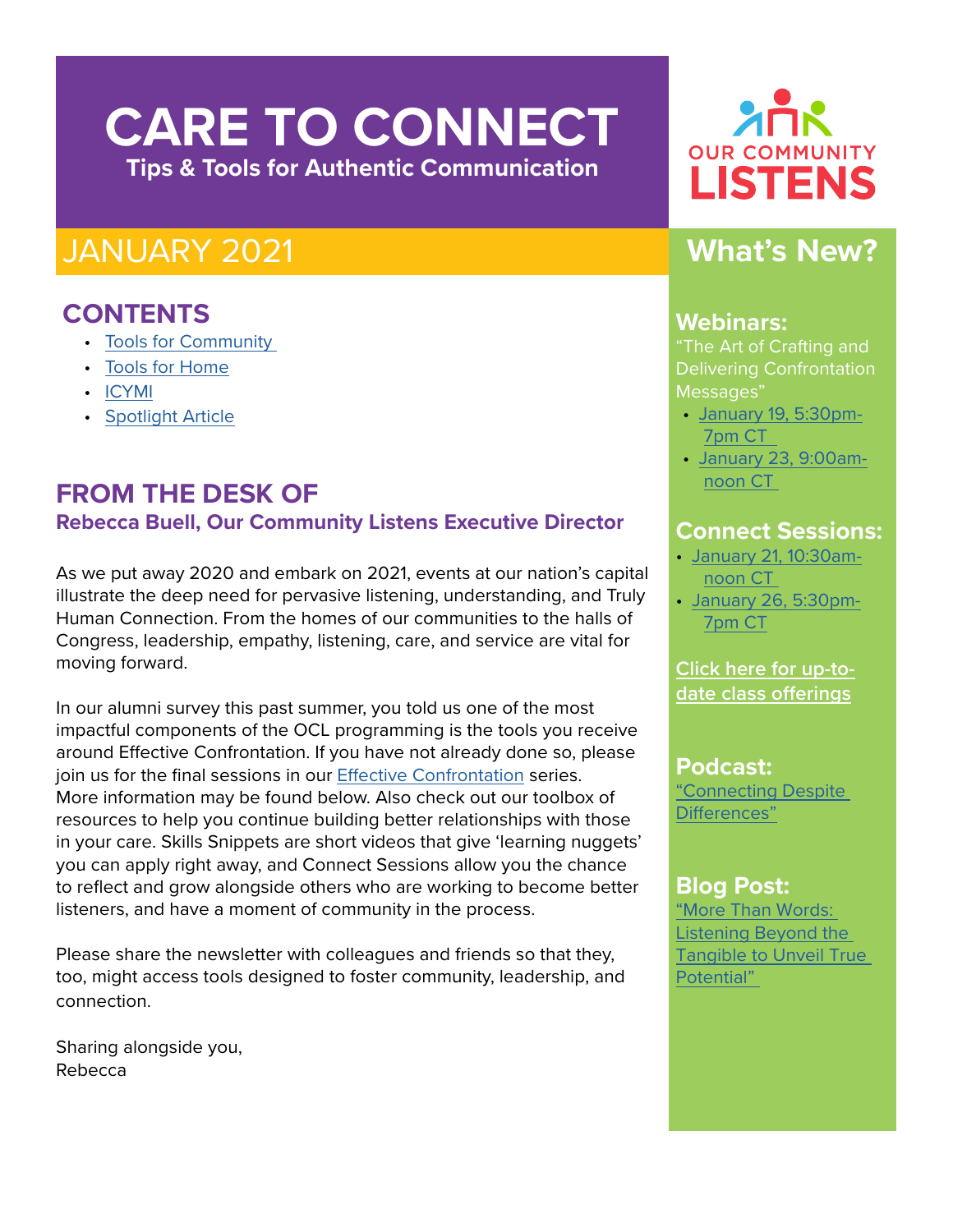# CARE TO CONNECT

**Tips & Tools for Authentic Communication**

OUR COMMUNITY LISTENS

## JANUARY 2021

## CONTENTS

- Tools for Community
- Tools for Home
- ICYMI
- Spotlight Article

## FROM THE DESK OF

**Rebecca Buell, Our Community Listens Executive Director**

As we put away 2020 and embark on 2021, events at our nation's capital illustrate the deep need for pervasive listening, understanding, and Truly Human Connection. From the homes of our communities to the halls of Congress, leadership, empathy, listening, care, and service are vital for moving forward.

In our alumni survey this past summer, you told us one of the most impactful components of the OCL programming is the tools you receive around Effective Confrontation. If you have not already done so, please join us for the final sessions in our Effective Confrontation series. More information may be found below. Also check out our toolbox of resources to help you continue building better relationships with those in your care. Skills Snippets are short videos that give 'learning nuggets' you can apply right away, and Connect Sessions allow you the chance to reflect and grow alongside others who are working to become better listeners, and have a moment of community in the process.

Please share the newsletter with colleagues and friends so that they, too, might access tools designed to foster community, leadership, and connection.

Sharing alongside you,
Rebecca

## What's New?

### Webinars:

"The Art of Crafting and Delivering Confrontation Messages"

- January 19, 5:30pm-7pm CT
- January 23, 9:00am-noon CT

### Connect Sessions:

- January 21, 10:30am-noon CT
- January 26, 5:30pm-7pm CT

Click here for up-to-date class offerings

### Podcast:

"Connecting Despite Differences"

### Blog Post:

"More Than Words: Listening Beyond the Tangible to Unveil True Potential"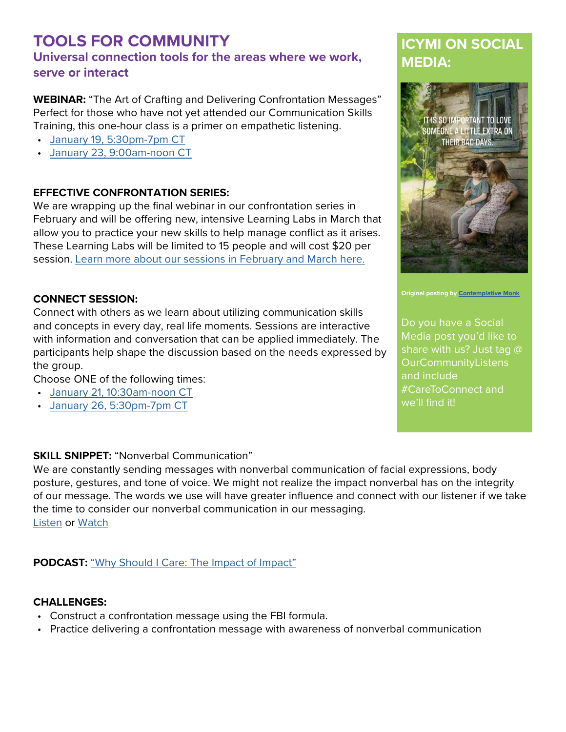# TOOLS FOR COMMUNITY

## Universal connection tools for the areas where we work, serve or interact

**WEBINAR:** "The Art of Crafting and Delivering Confrontation Messages"
Perfect for those who have not yet attended our Communication Skills Training, this one-hour class is a primer on empathetic listening.

- January 19, 5:30pm-7pm CT
- January 23, 9:00am-noon CT

**EFFECTIVE CONFRONTATION SERIES:**
We are wrapping up the final webinar in our confrontation series in February and will be offering new, intensive Learning Labs in March that allow you to practice your new skills to help manage conflict as it arises. These Learning Labs will be limited to 15 people and will cost $20 per session. Learn more about our sessions in February and March here.

**CONNECT SESSION:**
Connect with others as we learn about utilizing communication skills and concepts in every day, real life moments. Sessions are interactive with information and conversation that can be applied immediately. The participants help shape the discussion based on the needs expressed by the group.
Choose ONE of the following times:

- January 21, 10:30am-noon CT
- January 26, 5:30pm-7pm CT

**SKILL SNIPPET:** "Nonverbal Communication"
We are constantly sending messages with nonverbal communication of facial expressions, body posture, gestures, and tone of voice. We might not realize the impact nonverbal has on the integrity of our message. The words we use will have greater influence and connect with our listener if we take the time to consider our nonverbal communication in our messaging.
Listen or Watch

**PODCAST:** "Why Should I Care: The Impact of Impact"

**CHALLENGES:**

- Construct a confrontation message using the FBI formula.
- Practice delivering a confrontation message with awareness of nonverbal communication

## ICYMI ON SOCIAL MEDIA:

IT IS SO IMPORTANT TO LOVE SOMEONE A LITTLE EXTRA ON THEIR BAD DAYS.

**Original posting by Contemplative Monk**

Do you have a Social Media post you'd like to share with us? Just tag @ OurCommunityListens and include #CareToConnect and we'll find it!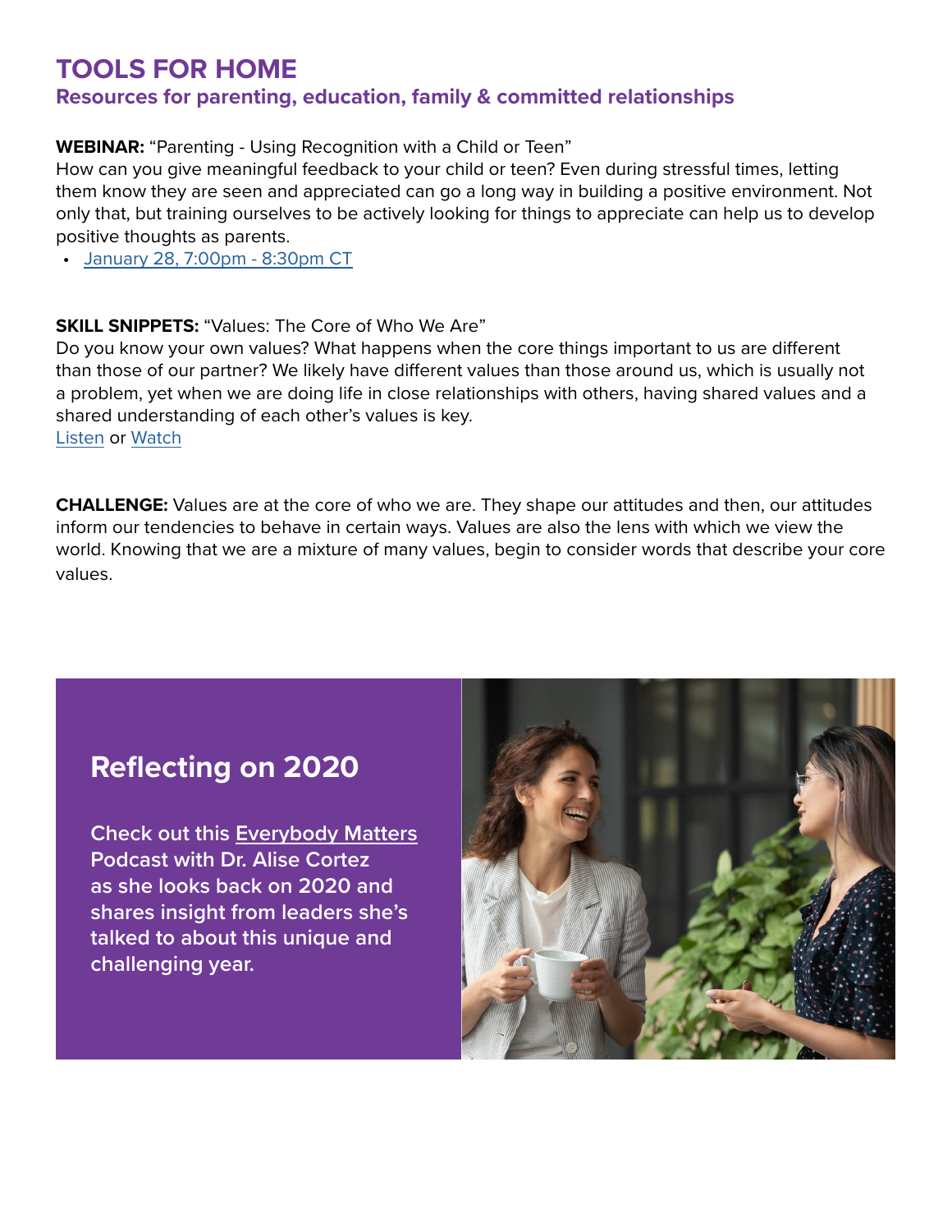# TOOLS FOR HOME

## Resources for parenting, education, family & committed relationships

**WEBINAR:** "Parenting - Using Recognition with a Child or Teen"
How can you give meaningful feedback to your child or teen? Even during stressful times, letting them know they are seen and appreciated can go a long way in building a positive environment. Not only that, but training ourselves to be actively looking for things to appreciate can help us to develop positive thoughts as parents.

- January 28, 7:00pm - 8:30pm CT

**SKILL SNIPPETS:** "Values: The Core of Who We Are"
Do you know your own values? What happens when the core things important to us are different than those of our partner? We likely have different values than those around us, which is usually not a problem, yet when we are doing life in close relationships with others, having shared values and a shared understanding of each other's values is key.
Listen or Watch

**CHALLENGE:** Values are at the core of who we are. They shape our attitudes and then, our attitudes inform our tendencies to behave in certain ways. Values are also the lens with which we view the world. Knowing that we are a mixture of many values, begin to consider words that describe your core values.

## Reflecting on 2020

Check out this Everybody Matters Podcast with Dr. Alise Cortez as she looks back on 2020 and shares insight from leaders she's talked to about this unique and challenging year.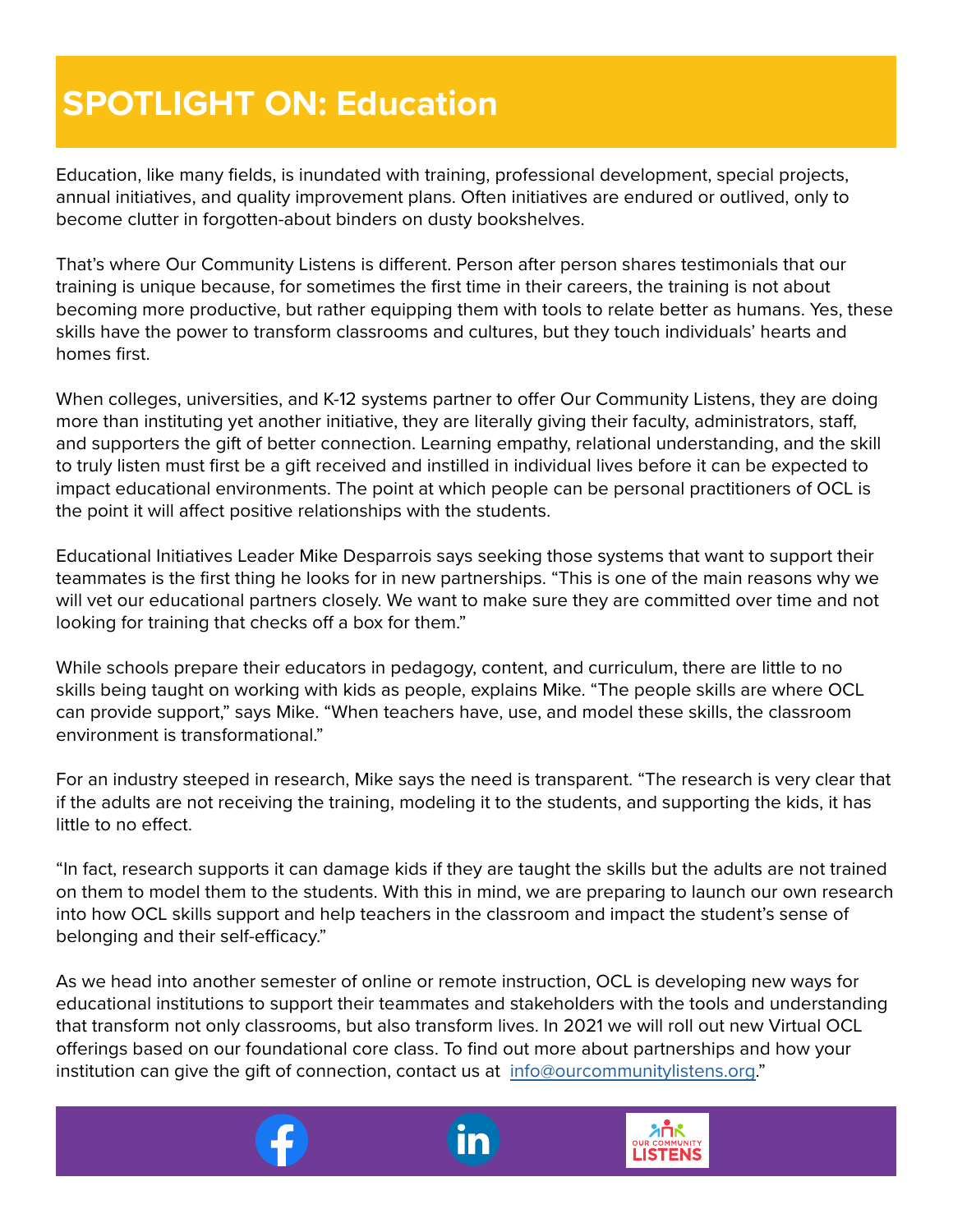# SPOTLIGHT ON: Education

Education, like many fields, is inundated with training, professional development, special projects, annual initiatives, and quality improvement plans. Often initiatives are endured or outlived, only to become clutter in forgotten-about binders on dusty bookshelves.

That's where Our Community Listens is different. Person after person shares testimonials that our training is unique because, for sometimes the first time in their careers, the training is not about becoming more productive, but rather equipping them with tools to relate better as humans. Yes, these skills have the power to transform classrooms and cultures, but they touch individuals' hearts and homes first.

When colleges, universities, and K-12 systems partner to offer Our Community Listens, they are doing more than instituting yet another initiative, they are literally giving their faculty, administrators, staff, and supporters the gift of better connection. Learning empathy, relational understanding, and the skill to truly listen must first be a gift received and instilled in individual lives before it can be expected to impact educational environments. The point at which people can be personal practitioners of OCL is the point it will affect positive relationships with the students.

Educational Initiatives Leader Mike Desparrois says seeking those systems that want to support their teammates is the first thing he looks for in new partnerships. "This is one of the main reasons why we will vet our educational partners closely. We want to make sure they are committed over time and not looking for training that checks off a box for them."

While schools prepare their educators in pedagogy, content, and curriculum, there are little to no skills being taught on working with kids as people, explains Mike. "The people skills are where OCL can provide support," says Mike. "When teachers have, use, and model these skills, the classroom environment is transformational."

For an industry steeped in research, Mike says the need is transparent. "The research is very clear that if the adults are not receiving the training, modeling it to the students, and supporting the kids, it has little to no effect.

"In fact, research supports it can damage kids if they are taught the skills but the adults are not trained on them to model them to the students. With this in mind, we are preparing to launch our own research into how OCL skills support and help teachers in the classroom and impact the student's sense of belonging and their self-efficacy."

As we head into another semester of online or remote instruction, OCL is developing new ways for educational institutions to support their teammates and stakeholders with the tools and understanding that transform not only classrooms, but also transform lives. In 2021 we will roll out new Virtual OCL offerings based on our foundational core class. To find out more about partnerships and how your institution can give the gift of connection, contact us at info@ourcommunitylistens.org."